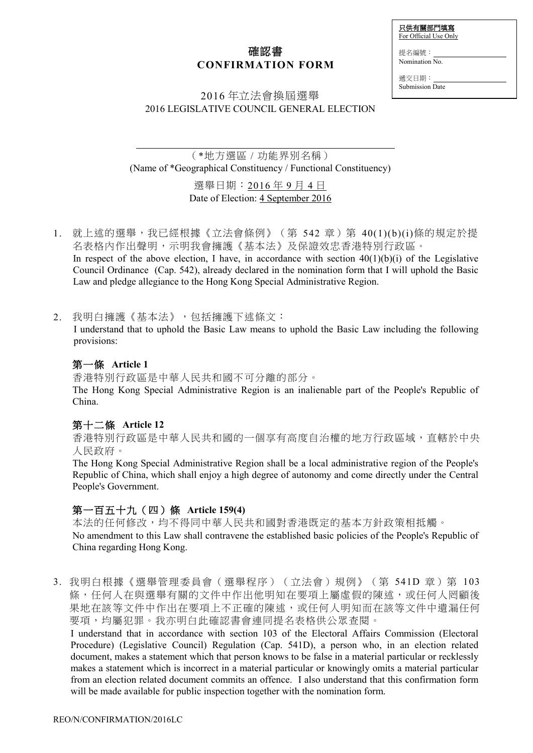| 只供有關部門填寫 For Official Use Only |
| --- |
| 提名編號：______ Nomination No. |
| 遞交日期：______ Submission Date |

# 確認書
# CONFIRMATION FORM

2016 年立法會換屆選舉
2016 LEGISLATIVE COUNCIL GENERAL ELECTION

______________________________

（*地方選區 / 功能界別名稱）
(Name of *Geographical Constituency / Functional Constituency)

選舉日期：2016 年 9 月 4 日
Date of Election: 4 September 2016

1. 就上述的選舉，我已經根據《立法會條例》（第 542 章）第 40(1)(b)(i)條的規定於提名表格內作出聲明，示明我會擁護《基本法》及保證效忠香港特別行政區。
   In respect of the above election, I have, in accordance with section 40(1)(b)(i) of the Legislative Council Ordinance (Cap. 542), already declared in the nomination form that I will uphold the Basic Law and pledge allegiance to the Hong Kong Special Administrative Region.

2. 我明白擁護《基本法》，包括擁護下述條文：
   I understand that to uphold the Basic Law means to uphold the Basic Law including the following provisions:

   **第一條 Article 1**
   香港特別行政區是中華人民共和國不可分離的部分。
   The Hong Kong Special Administrative Region is an inalienable part of the People's Republic of China.

   **第十二條 Article 12**
   香港特別行政區是中華人民共和國的一個享有高度自治權的地方行政區域，直轄於中央人民政府。
   The Hong Kong Special Administrative Region shall be a local administrative region of the People's Republic of China, which shall enjoy a high degree of autonomy and come directly under the Central People's Government.

   **第一百五十九（四）條 Article 159(4)**
   本法的任何修改，均不得同中華人民共和國對香港既定的基本方針政策相抵觸。
   No amendment to this Law shall contravene the established basic policies of the People's Republic of China regarding Hong Kong.

3. 我明白根據《選舉管理委員會（選舉程序）（立法會）規例》（第 541D 章）第 103 條，任何人在與選舉有關的文件中作出他明知在要項上屬虛假的陳述，或任何人罔顧後果地在該等文件中作出在要項上不正確的陳述，或任何人明知而在該等文件中遺漏任何要項，均屬犯罪。我亦明白此確認書會連同提名表格供公眾查閱。
   I understand that in accordance with section 103 of the Electoral Affairs Commission (Electoral Procedure) (Legislative Council) Regulation (Cap. 541D), a person who, in an election related document, makes a statement which that person knows to be false in a material particular or recklessly makes a statement which is incorrect in a material particular or knowingly omits a material particular from an election related document commits an offence. I also understand that this confirmation form will be made available for public inspection together with the nomination form.

REO/N/CONFIRMATION/2016LC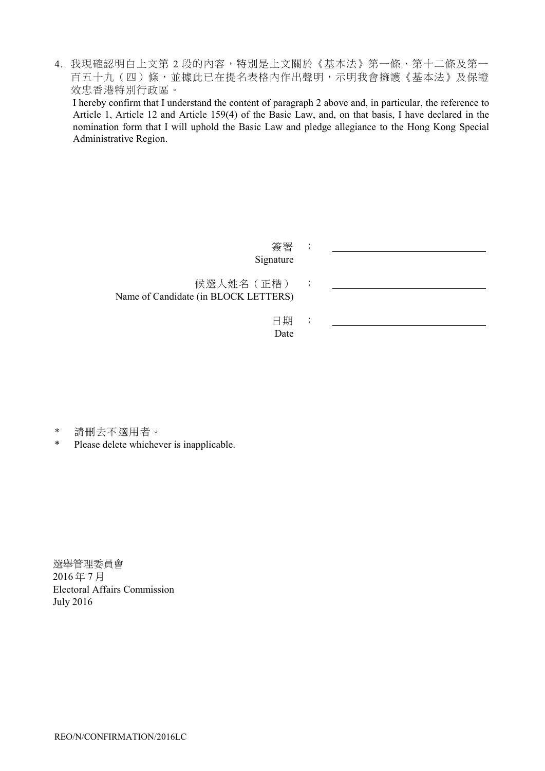4. 我現確認明白上文第 2 段的內容，特別是上文關於《基本法》第一條、第十二條及第一百五十九（四）條，並據此已在提名表格內作出聲明，示明我會擁護《基本法》及保證效忠香港特別行政區。

I hereby confirm that I understand the content of paragraph 2 above and, in particular, the reference to Article 1, Article 12 and Article 159(4) of the Basic Law, and, on that basis, I have declared in the nomination form that I will uphold the Basic Law and pledge allegiance to the Hong Kong Special Administrative Region.

簽署 Signature : ______________________________

候選人姓名（正楷） Name of Candidate (in BLOCK LETTERS) : ______________________________

日期 Date : ______________________________

\* 請刪去不適用者。

\* Please delete whichever is inapplicable.

選舉管理委員會
2016 年 7 月
Electoral Affairs Commission
July 2016

REO/N/CONFIRMATION/2016LC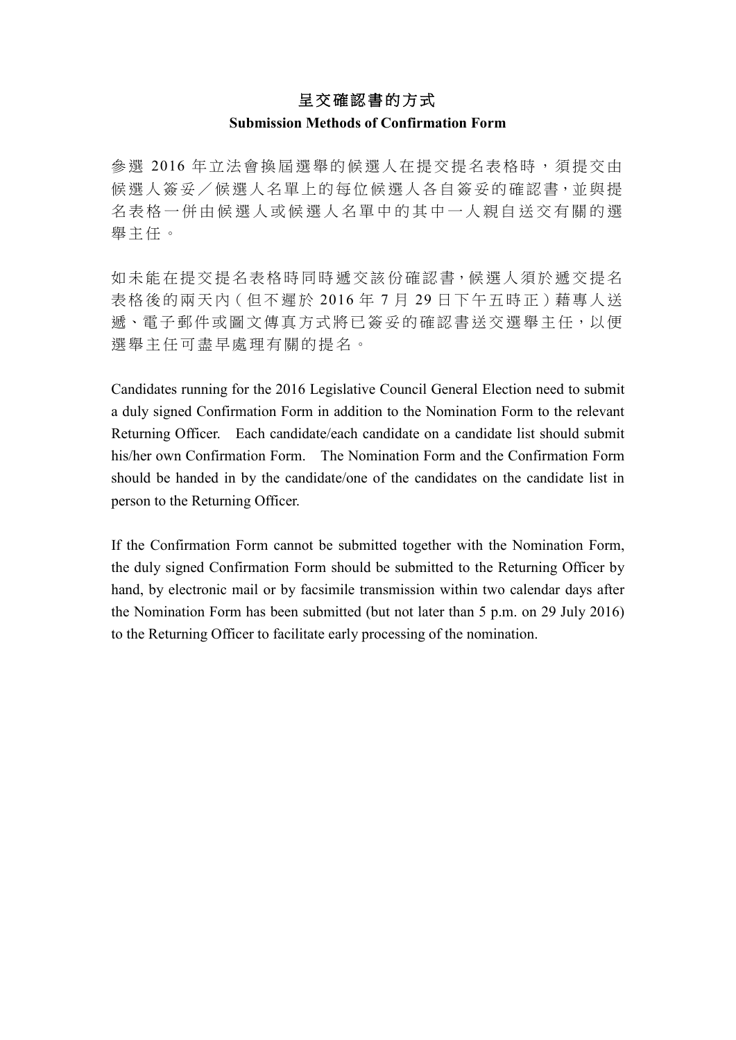## 呈交確認書的方式
## Submission Methods of Confirmation Form

參選 2016 年立法會換屆選舉的候選人在提交提名表格時，須提交由候選人簽妥／候選人名單上的每位候選人各自簽妥的確認書，並與提名表格一併由候選人或候選人名單中的其中一人親自送交有關的選舉主任。

如未能在提交提名表格時同時遞交該份確認書，候選人須於遞交提名表格後的兩天內（但不遲於 2016 年 7 月 29 日下午五時正）藉專人送遞、電子郵件或圖文傳真方式將已簽妥的確認書送交選舉主任，以便選舉主任可盡早處理有關的提名。

Candidates running for the 2016 Legislative Council General Election need to submit a duly signed Confirmation Form in addition to the Nomination Form to the relevant Returning Officer. Each candidate/each candidate on a candidate list should submit his/her own Confirmation Form. The Nomination Form and the Confirmation Form should be handed in by the candidate/one of the candidates on the candidate list in person to the Returning Officer.

If the Confirmation Form cannot be submitted together with the Nomination Form, the duly signed Confirmation Form should be submitted to the Returning Officer by hand, by electronic mail or by facsimile transmission within two calendar days after the Nomination Form has been submitted (but not later than 5 p.m. on 29 July 2016) to the Returning Officer to facilitate early processing of the nomination.